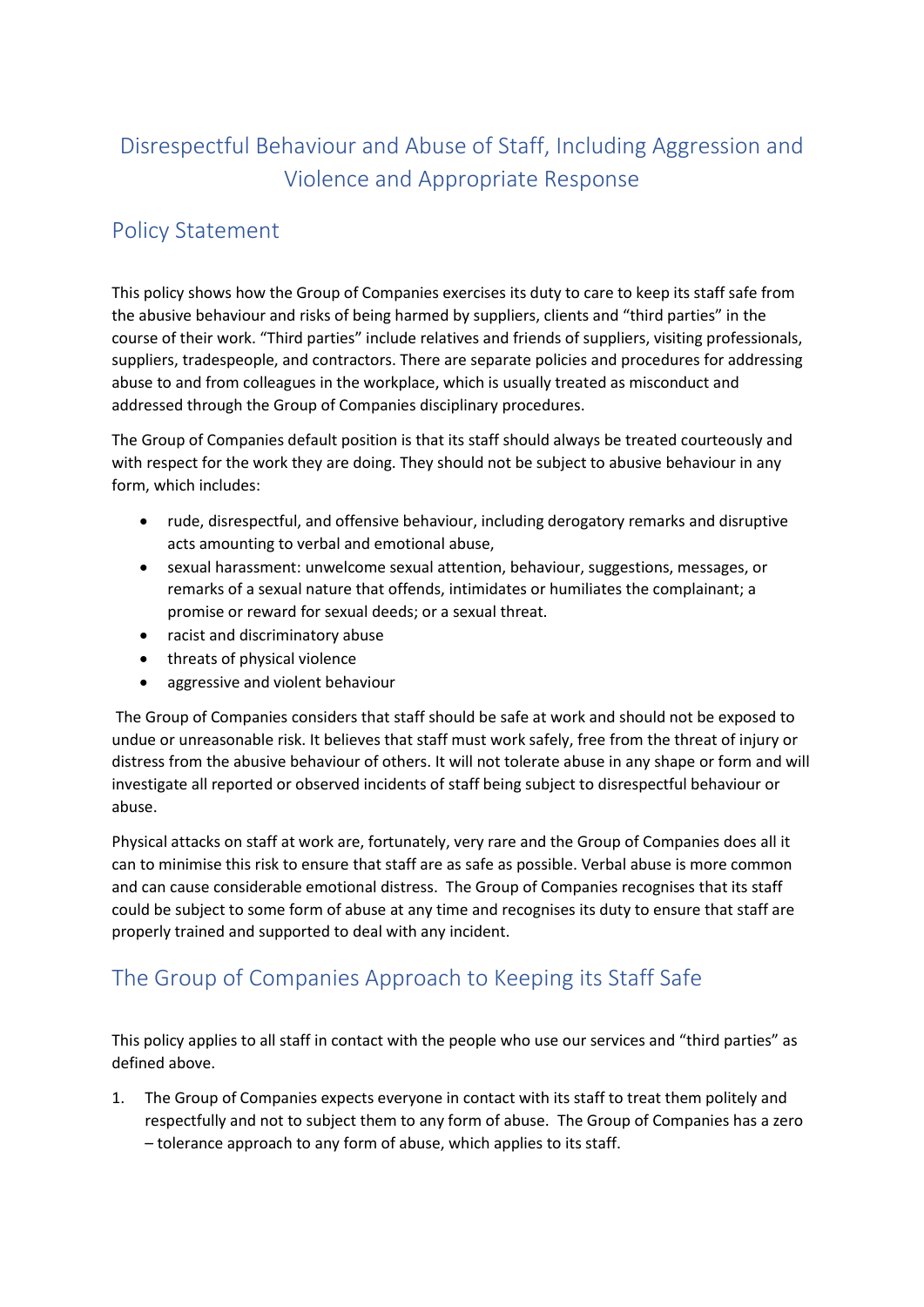# Disrespectful Behaviour and Abuse of Staff, Including Aggression and Violence and Appropriate Response

## Policy Statement

This policy shows how the Group of Companies exercises its duty to care to keep its staff safe from the abusive behaviour and risks of being harmed by suppliers, clients and "third parties" in the course of their work. "Third parties" include relatives and friends of suppliers, visiting professionals, suppliers, tradespeople, and contractors. There are separate policies and procedures for addressing abuse to and from colleagues in the workplace, which is usually treated as misconduct and addressed through the Group of Companies disciplinary procedures.

The Group of Companies default position is that its staff should always be treated courteously and with respect for the work they are doing. They should not be subject to abusive behaviour in any form, which includes:

- rude, disrespectful, and offensive behaviour, including derogatory remarks and disruptive acts amounting to verbal and emotional abuse,
- sexual harassment: unwelcome sexual attention, behaviour, suggestions, messages, or remarks of a sexual nature that offends, intimidates or humiliates the complainant; a promise or reward for sexual deeds; or a sexual threat.
- racist and discriminatory abuse
- threats of physical violence
- aggressive and violent behaviour

The Group of Companies considers that staff should be safe at work and should not be exposed to undue or unreasonable risk. It believes that staff must work safely, free from the threat of injury or distress from the abusive behaviour of others. It will not tolerate abuse in any shape or form and will investigate all reported or observed incidents of staff being subject to disrespectful behaviour or abuse.

Physical attacks on staff at work are, fortunately, very rare and the Group of Companies does all it can to minimise this risk to ensure that staff are as safe as possible. Verbal abuse is more common and can cause considerable emotional distress. The Group of Companies recognises that its staff could be subject to some form of abuse at any time and recognises its duty to ensure that staff are properly trained and supported to deal with any incident.

## The Group of Companies Approach to Keeping its Staff Safe

This policy applies to all staff in contact with the people who use our services and "third parties" as defined above.

1. The Group of Companies expects everyone in contact with its staff to treat them politely and respectfully and not to subject them to any form of abuse. The Group of Companies has a zero – tolerance approach to any form of abuse, which applies to its staff.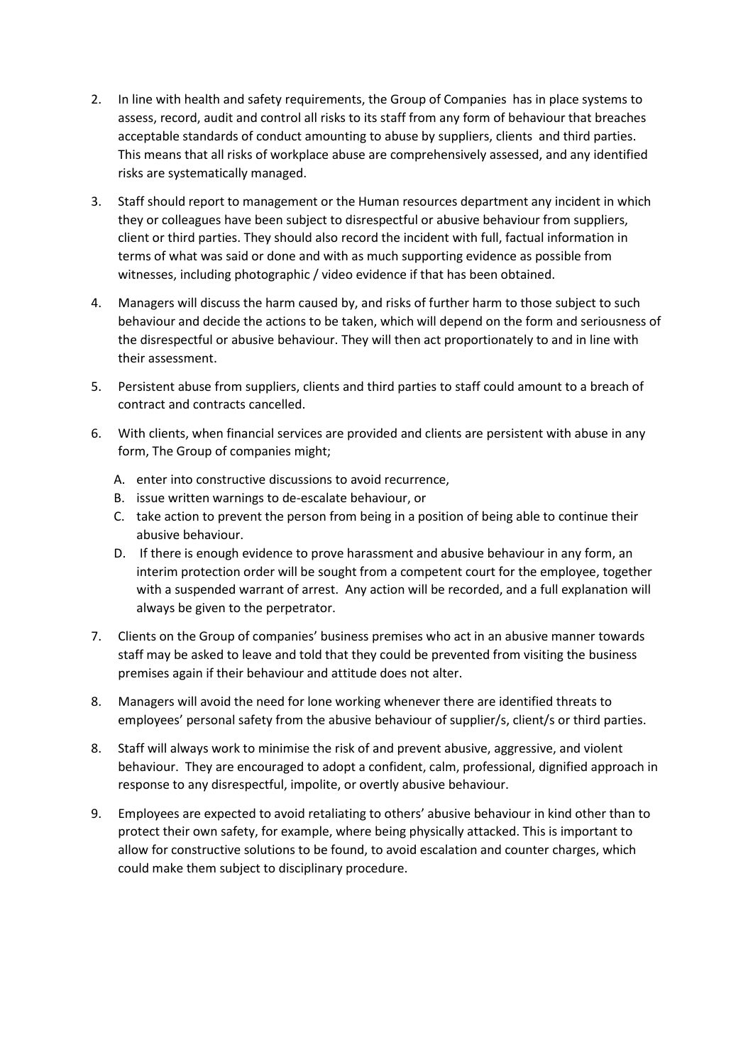2. In line with health and safety requirements, the Group of Companies has in place systems to assess, record, audit and control all risks to its staff from any form of behaviour that breaches acceptable standards of conduct amounting to abuse by suppliers, clients and third parties. This means that all risks of workplace abuse are comprehensively assessed, and any identified risks are systematically managed.

3. Staff should report to management or the Human resources department any incident in which they or colleagues have been subject to disrespectful or abusive behaviour from suppliers, client or third parties. They should also record the incident with full, factual information in terms of what was said or done and with as much supporting evidence as possible from witnesses, including photographic / video evidence if that has been obtained.

4. Managers will discuss the harm caused by, and risks of further harm to those subject to such behaviour and decide the actions to be taken, which will depend on the form and seriousness of the disrespectful or abusive behaviour. They will then act proportionately to and in line with their assessment.

5. Persistent abuse from suppliers, clients and third parties to staff could amount to a breach of contract and contracts cancelled.

6. With clients, when financial services are provided and clients are persistent with abuse in any form, The Group of companies might;

   A. enter into constructive discussions to avoid recurrence,
   B. issue written warnings to de-escalate behaviour, or
   C. take action to prevent the person from being in a position of being able to continue their abusive behaviour.
   D. If there is enough evidence to prove harassment and abusive behaviour in any form, an interim protection order will be sought from a competent court for the employee, together with a suspended warrant of arrest. Any action will be recorded, and a full explanation will always be given to the perpetrator.

7. Clients on the Group of companies' business premises who act in an abusive manner towards staff may be asked to leave and told that they could be prevented from visiting the business premises again if their behaviour and attitude does not alter.

8. Managers will avoid the need for lone working whenever there are identified threats to employees' personal safety from the abusive behaviour of supplier/s, client/s or third parties.

8. Staff will always work to minimise the risk of and prevent abusive, aggressive, and violent behaviour. They are encouraged to adopt a confident, calm, professional, dignified approach in response to any disrespectful, impolite, or overtly abusive behaviour.

9. Employees are expected to avoid retaliating to others' abusive behaviour in kind other than to protect their own safety, for example, where being physically attacked. This is important to allow for constructive solutions to be found, to avoid escalation and counter charges, which could make them subject to disciplinary procedure.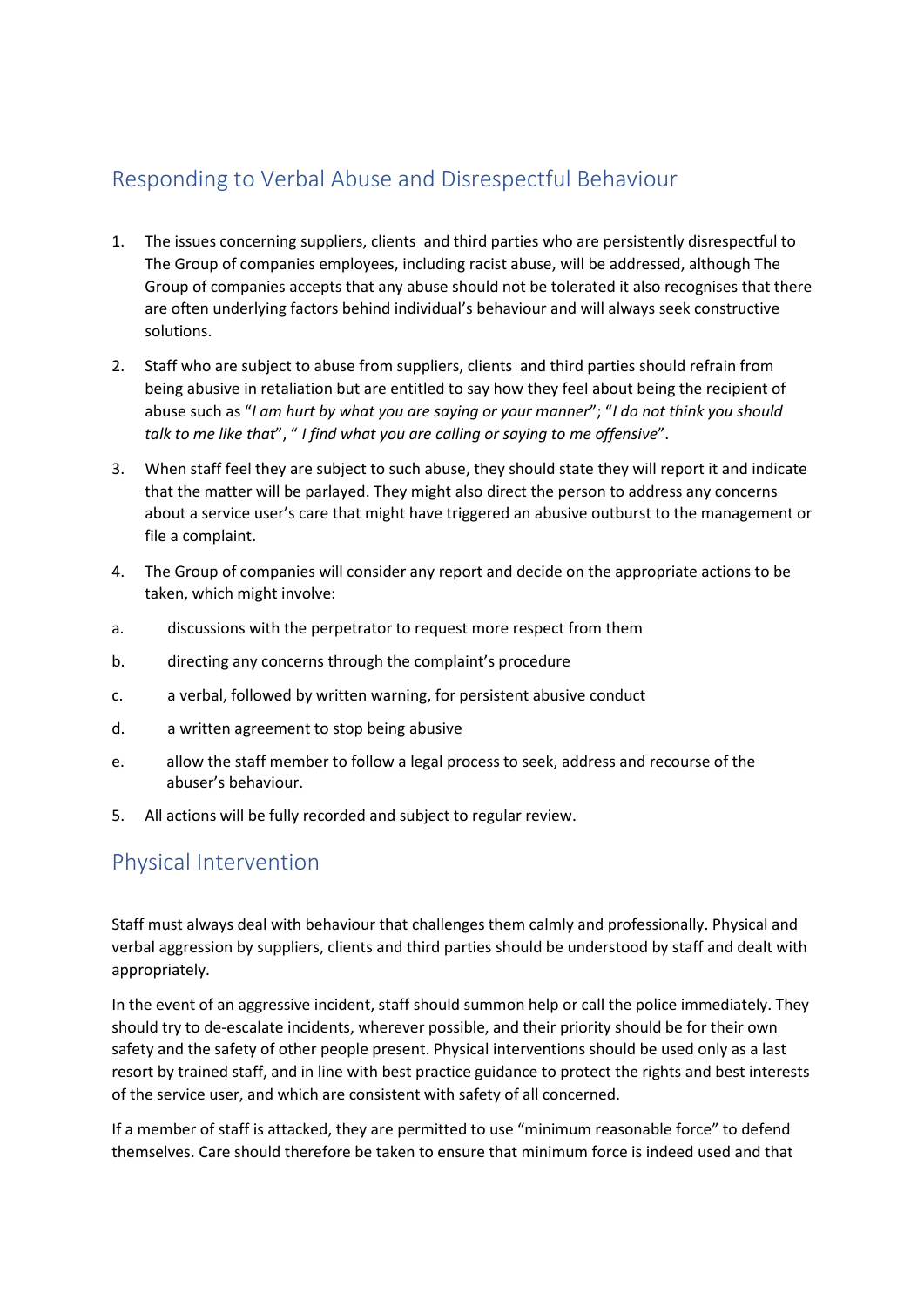## Responding to Verbal Abuse and Disrespectful Behaviour

1. The issues concerning suppliers, clients and third parties who are persistently disrespectful to The Group of companies employees, including racist abuse, will be addressed, although The Group of companies accepts that any abuse should not be tolerated it also recognises that there are often underlying factors behind individual's behaviour and will always seek constructive solutions.

2. Staff who are subject to abuse from suppliers, clients and third parties should refrain from being abusive in retaliation but are entitled to say how they feel about being the recipient of abuse such as "*I am hurt by what you are saying or your manner*"; "*I do not think you should talk to me like that*", " *I find what you are calling or saying to me offensive*".

3. When staff feel they are subject to such abuse, they should state they will report it and indicate that the matter will be parlayed. They might also direct the person to address any concerns about a service user's care that might have triggered an abusive outburst to the management or file a complaint.

4. The Group of companies will consider any report and decide on the appropriate actions to be taken, which might involve:

   a. discussions with the perpetrator to request more respect from them

   b. directing any concerns through the complaint's procedure

   c. a verbal, followed by written warning, for persistent abusive conduct

   d. a written agreement to stop being abusive

   e. allow the staff member to follow a legal process to seek, address and recourse of the abuser's behaviour.

5. All actions will be fully recorded and subject to regular review.

## Physical Intervention

Staff must always deal with behaviour that challenges them calmly and professionally. Physical and verbal aggression by suppliers, clients and third parties should be understood by staff and dealt with appropriately.

In the event of an aggressive incident, staff should summon help or call the police immediately. They should try to de-escalate incidents, wherever possible, and their priority should be for their own safety and the safety of other people present. Physical interventions should be used only as a last resort by trained staff, and in line with best practice guidance to protect the rights and best interests of the service user, and which are consistent with safety of all concerned.

If a member of staff is attacked, they are permitted to use "minimum reasonable force" to defend themselves. Care should therefore be taken to ensure that minimum force is indeed used and that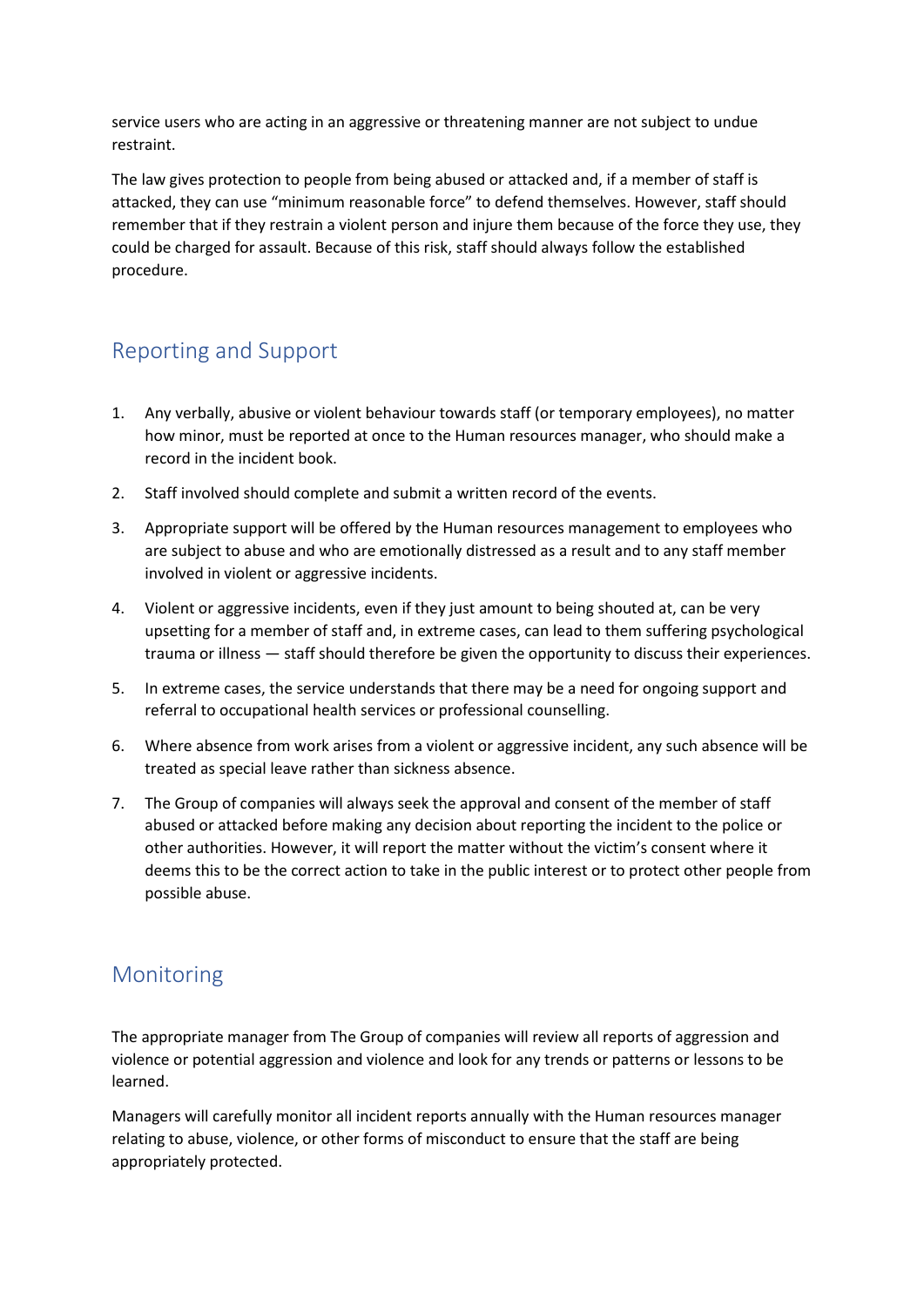service users who are acting in an aggressive or threatening manner are not subject to undue restraint.

The law gives protection to people from being abused or attacked and, if a member of staff is attacked, they can use "minimum reasonable force" to defend themselves. However, staff should remember that if they restrain a violent person and injure them because of the force they use, they could be charged for assault. Because of this risk, staff should always follow the established procedure.

## Reporting and Support

1. Any verbally, abusive or violent behaviour towards staff (or temporary employees), no matter how minor, must be reported at once to the Human resources manager, who should make a record in the incident book.
2. Staff involved should complete and submit a written record of the events.
3. Appropriate support will be offered by the Human resources management to employees who are subject to abuse and who are emotionally distressed as a result and to any staff member involved in violent or aggressive incidents.
4. Violent or aggressive incidents, even if they just amount to being shouted at, can be very upsetting for a member of staff and, in extreme cases, can lead to them suffering psychological trauma or illness — staff should therefore be given the opportunity to discuss their experiences.
5. In extreme cases, the service understands that there may be a need for ongoing support and referral to occupational health services or professional counselling.
6. Where absence from work arises from a violent or aggressive incident, any such absence will be treated as special leave rather than sickness absence.
7. The Group of companies will always seek the approval and consent of the member of staff abused or attacked before making any decision about reporting the incident to the police or other authorities. However, it will report the matter without the victim's consent where it deems this to be the correct action to take in the public interest or to protect other people from possible abuse.

## Monitoring

The appropriate manager from The Group of companies will review all reports of aggression and violence or potential aggression and violence and look for any trends or patterns or lessons to be learned.

Managers will carefully monitor all incident reports annually with the Human resources manager relating to abuse, violence, or other forms of misconduct to ensure that the staff are being appropriately protected.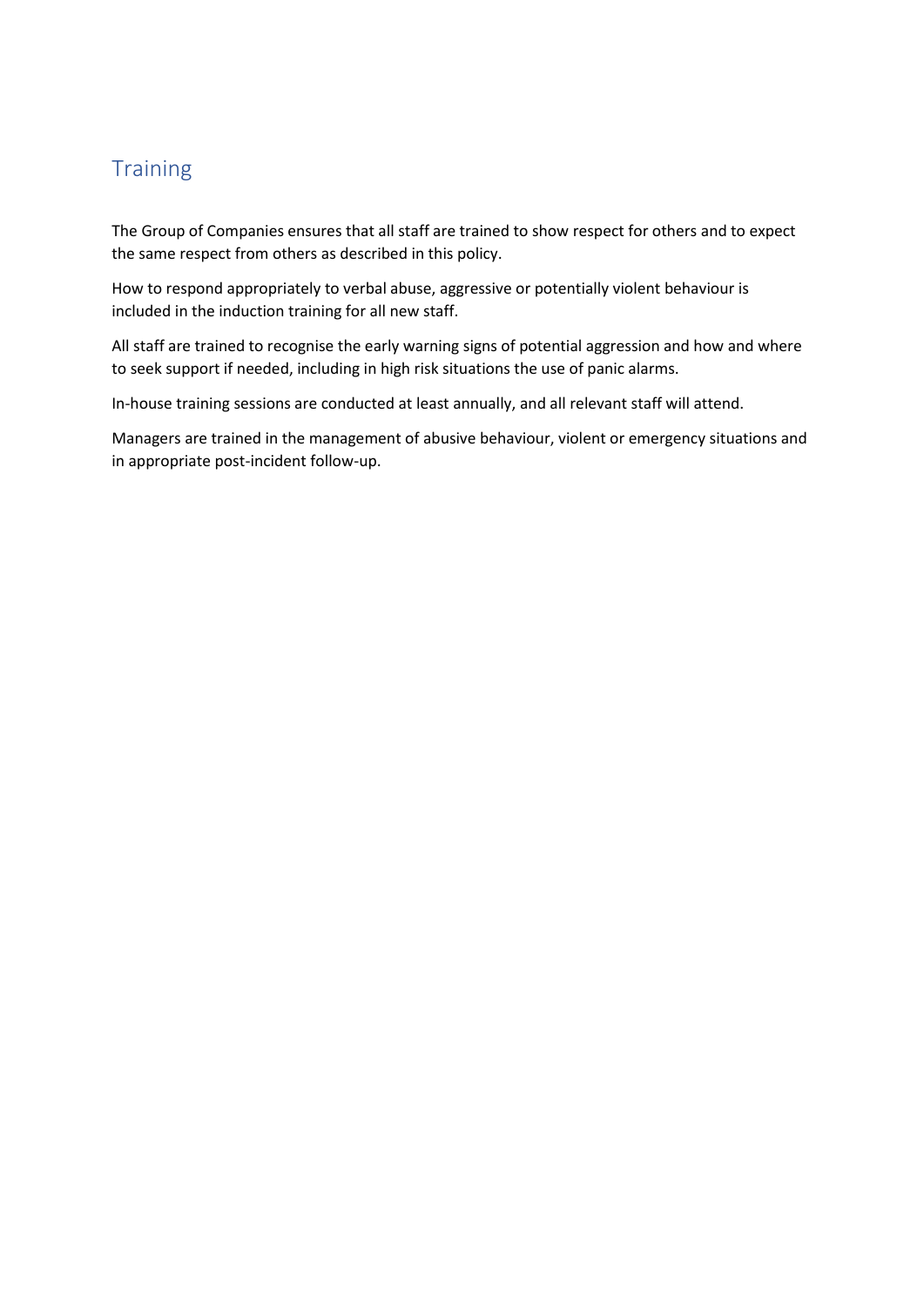## Training

The Group of Companies ensures that all staff are trained to show respect for others and to expect the same respect from others as described in this policy.

How to respond appropriately to verbal abuse, aggressive or potentially violent behaviour is included in the induction training for all new staff.

All staff are trained to recognise the early warning signs of potential aggression and how and where to seek support if needed, including in high risk situations the use of panic alarms.

In-house training sessions are conducted at least annually, and all relevant staff will attend.

Managers are trained in the management of abusive behaviour, violent or emergency situations and in appropriate post-incident follow-up.